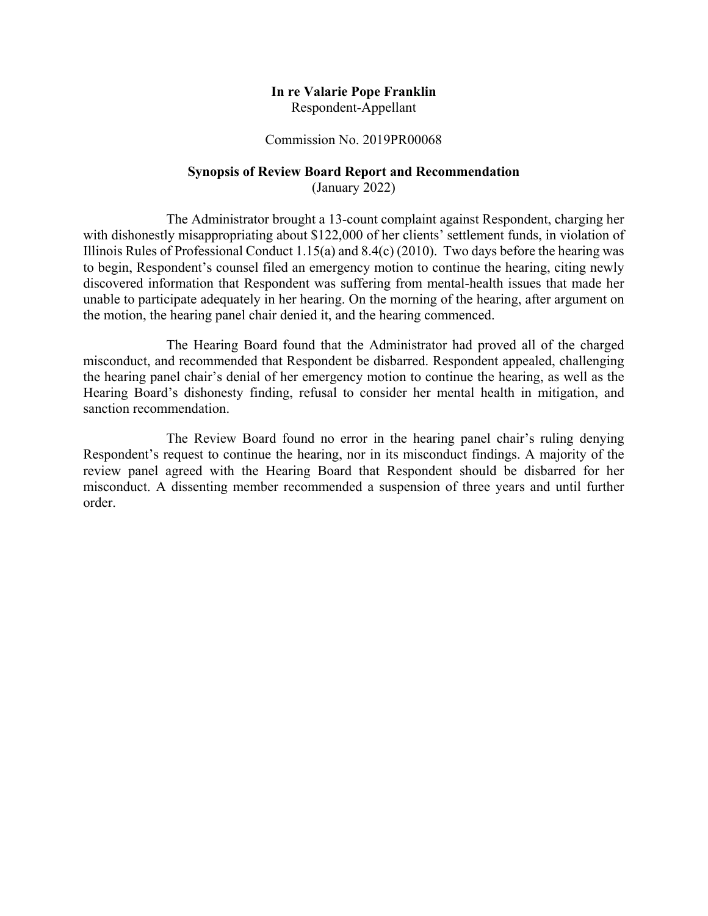**In re Valarie Pope Franklin**
Respondent-Appellant

Commission No. 2019PR00068

**Synopsis of Review Board Report and Recommendation**
(January 2022)

The Administrator brought a 13-count complaint against Respondent, charging her with dishonestly misappropriating about $122,000 of her clients' settlement funds, in violation of Illinois Rules of Professional Conduct 1.15(a) and 8.4(c) (2010). Two days before the hearing was to begin, Respondent's counsel filed an emergency motion to continue the hearing, citing newly discovered information that Respondent was suffering from mental-health issues that made her unable to participate adequately in her hearing. On the morning of the hearing, after argument on the motion, the hearing panel chair denied it, and the hearing commenced.

The Hearing Board found that the Administrator had proved all of the charged misconduct, and recommended that Respondent be disbarred. Respondent appealed, challenging the hearing panel chair's denial of her emergency motion to continue the hearing, as well as the Hearing Board's dishonesty finding, refusal to consider her mental health in mitigation, and sanction recommendation.

The Review Board found no error in the hearing panel chair's ruling denying Respondent's request to continue the hearing, nor in its misconduct findings. A majority of the review panel agreed with the Hearing Board that Respondent should be disbarred for her misconduct. A dissenting member recommended a suspension of three years and until further order.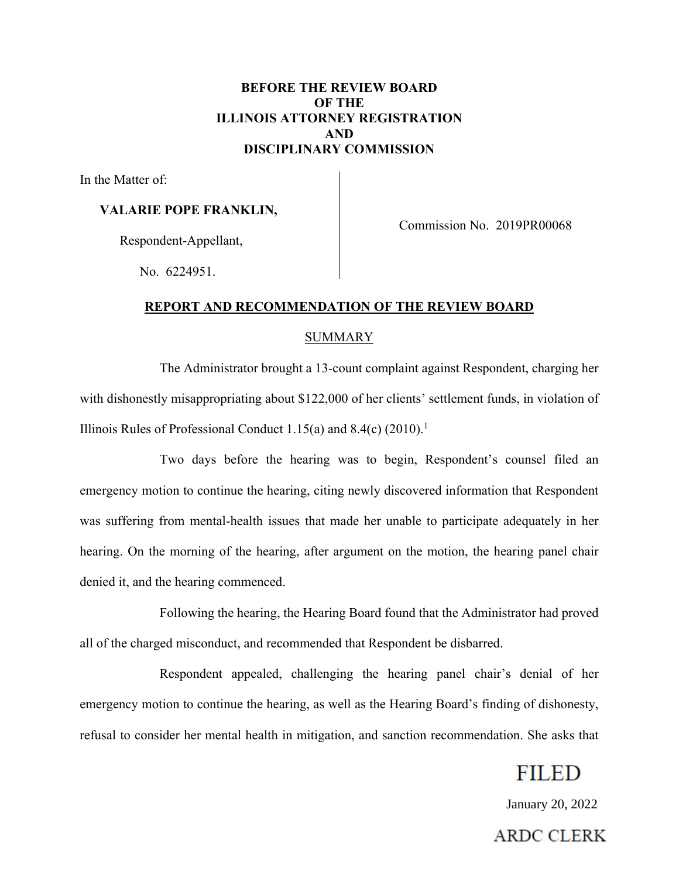**BEFORE THE REVIEW BOARD**
**OF THE**
**ILLINOIS ATTORNEY REGISTRATION**
**AND**
**DISCIPLINARY COMMISSION**

In the Matter of:

**VALARIE POPE FRANKLIN,**

Respondent-Appellant,

No. 6224951.

Commission No. 2019PR00068

## REPORT AND RECOMMENDATION OF THE REVIEW BOARD

### SUMMARY

The Administrator brought a 13-count complaint against Respondent, charging her with dishonestly misappropriating about $122,000 of her clients' settlement funds, in violation of Illinois Rules of Professional Conduct 1.15(a) and 8.4(c) (2010).[1]

Two days before the hearing was to begin, Respondent's counsel filed an emergency motion to continue the hearing, citing newly discovered information that Respondent was suffering from mental-health issues that made her unable to participate adequately in her hearing. On the morning of the hearing, after argument on the motion, the hearing panel chair denied it, and the hearing commenced.

Following the hearing, the Hearing Board found that the Administrator had proved all of the charged misconduct, and recommended that Respondent be disbarred.

Respondent appealed, challenging the hearing panel chair's denial of her emergency motion to continue the hearing, as well as the Hearing Board's finding of dishonesty, refusal to consider her mental health in mitigation, and sanction recommendation. She asks that

FILED

January 20, 2022

ARDC CLERK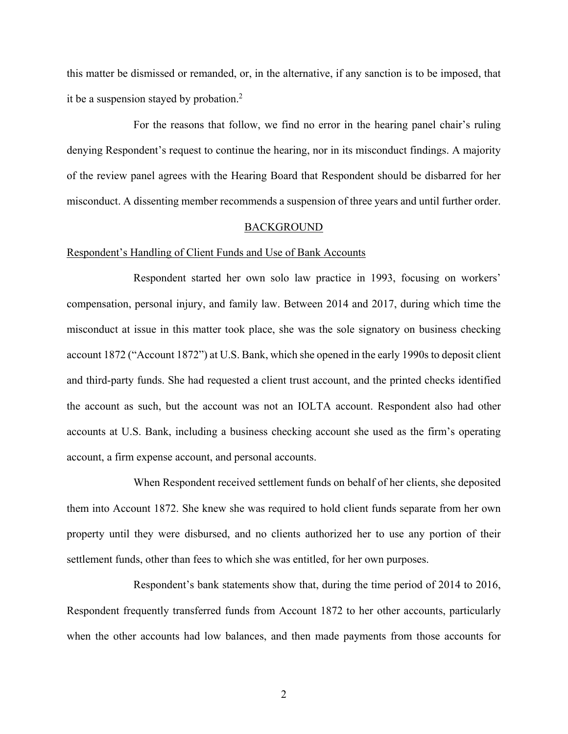this matter be dismissed or remanded, or, in the alternative, if any sanction is to be imposed, that it be a suspension stayed by probation.[2]

For the reasons that follow, we find no error in the hearing panel chair's ruling denying Respondent's request to continue the hearing, nor in its misconduct findings. A majority of the review panel agrees with the Hearing Board that Respondent should be disbarred for her misconduct. A dissenting member recommends a suspension of three years and until further order.

## BACKGROUND

### Respondent's Handling of Client Funds and Use of Bank Accounts

Respondent started her own solo law practice in 1993, focusing on workers' compensation, personal injury, and family law. Between 2014 and 2017, during which time the misconduct at issue in this matter took place, she was the sole signatory on business checking account 1872 ("Account 1872") at U.S. Bank, which she opened in the early 1990s to deposit client and third-party funds. She had requested a client trust account, and the printed checks identified the account as such, but the account was not an IOLTA account. Respondent also had other accounts at U.S. Bank, including a business checking account she used as the firm's operating account, a firm expense account, and personal accounts.

When Respondent received settlement funds on behalf of her clients, she deposited them into Account 1872. She knew she was required to hold client funds separate from her own property until they were disbursed, and no clients authorized her to use any portion of their settlement funds, other than fees to which she was entitled, for her own purposes.

Respondent's bank statements show that, during the time period of 2014 to 2016, Respondent frequently transferred funds from Account 1872 to her other accounts, particularly when the other accounts had low balances, and then made payments from those accounts for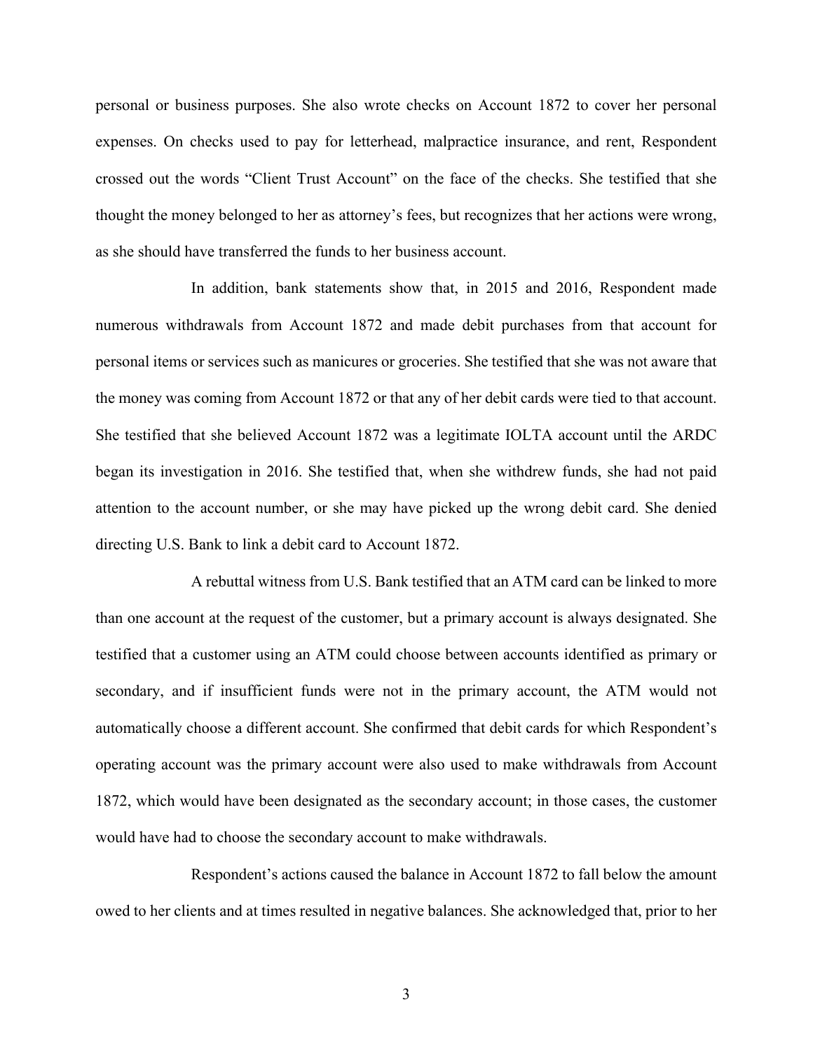personal or business purposes. She also wrote checks on Account 1872 to cover her personal expenses. On checks used to pay for letterhead, malpractice insurance, and rent, Respondent crossed out the words "Client Trust Account" on the face of the checks. She testified that she thought the money belonged to her as attorney's fees, but recognizes that her actions were wrong, as she should have transferred the funds to her business account.

In addition, bank statements show that, in 2015 and 2016, Respondent made numerous withdrawals from Account 1872 and made debit purchases from that account for personal items or services such as manicures or groceries. She testified that she was not aware that the money was coming from Account 1872 or that any of her debit cards were tied to that account. She testified that she believed Account 1872 was a legitimate IOLTA account until the ARDC began its investigation in 2016. She testified that, when she withdrew funds, she had not paid attention to the account number, or she may have picked up the wrong debit card. She denied directing U.S. Bank to link a debit card to Account 1872.

A rebuttal witness from U.S. Bank testified that an ATM card can be linked to more than one account at the request of the customer, but a primary account is always designated. She testified that a customer using an ATM could choose between accounts identified as primary or secondary, and if insufficient funds were not in the primary account, the ATM would not automatically choose a different account. She confirmed that debit cards for which Respondent's operating account was the primary account were also used to make withdrawals from Account 1872, which would have been designated as the secondary account; in those cases, the customer would have had to choose the secondary account to make withdrawals.

Respondent's actions caused the balance in Account 1872 to fall below the amount owed to her clients and at times resulted in negative balances. She acknowledged that, prior to her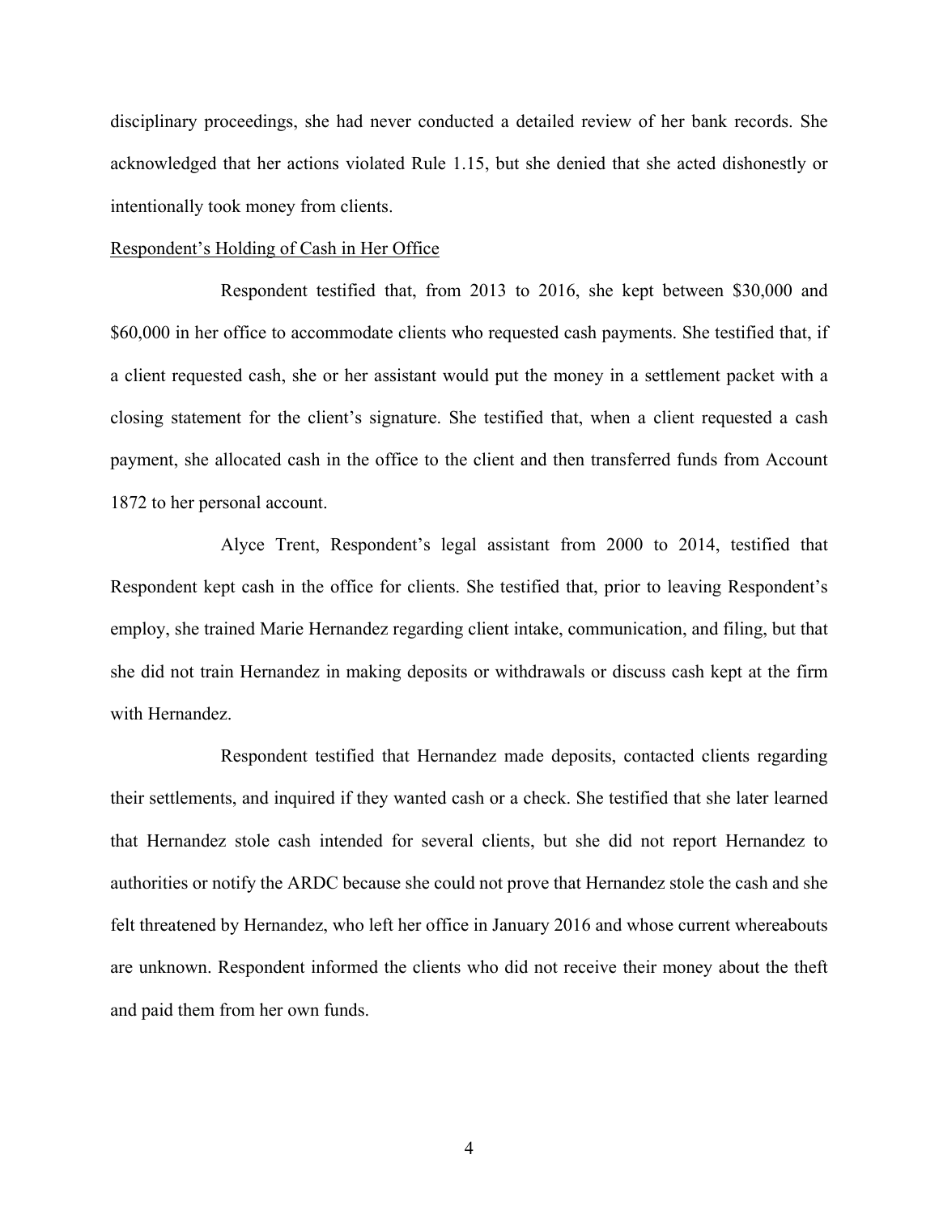disciplinary proceedings, she had never conducted a detailed review of her bank records. She acknowledged that her actions violated Rule 1.15, but she denied that she acted dishonestly or intentionally took money from clients.

Respondent's Holding of Cash in Her Office

Respondent testified that, from 2013 to 2016, she kept between $30,000 and $60,000 in her office to accommodate clients who requested cash payments. She testified that, if a client requested cash, she or her assistant would put the money in a settlement packet with a closing statement for the client's signature. She testified that, when a client requested a cash payment, she allocated cash in the office to the client and then transferred funds from Account 1872 to her personal account.

Alyce Trent, Respondent's legal assistant from 2000 to 2014, testified that Respondent kept cash in the office for clients. She testified that, prior to leaving Respondent's employ, she trained Marie Hernandez regarding client intake, communication, and filing, but that she did not train Hernandez in making deposits or withdrawals or discuss cash kept at the firm with Hernandez.

Respondent testified that Hernandez made deposits, contacted clients regarding their settlements, and inquired if they wanted cash or a check. She testified that she later learned that Hernandez stole cash intended for several clients, but she did not report Hernandez to authorities or notify the ARDC because she could not prove that Hernandez stole the cash and she felt threatened by Hernandez, who left her office in January 2016 and whose current whereabouts are unknown. Respondent informed the clients who did not receive their money about the theft and paid them from her own funds.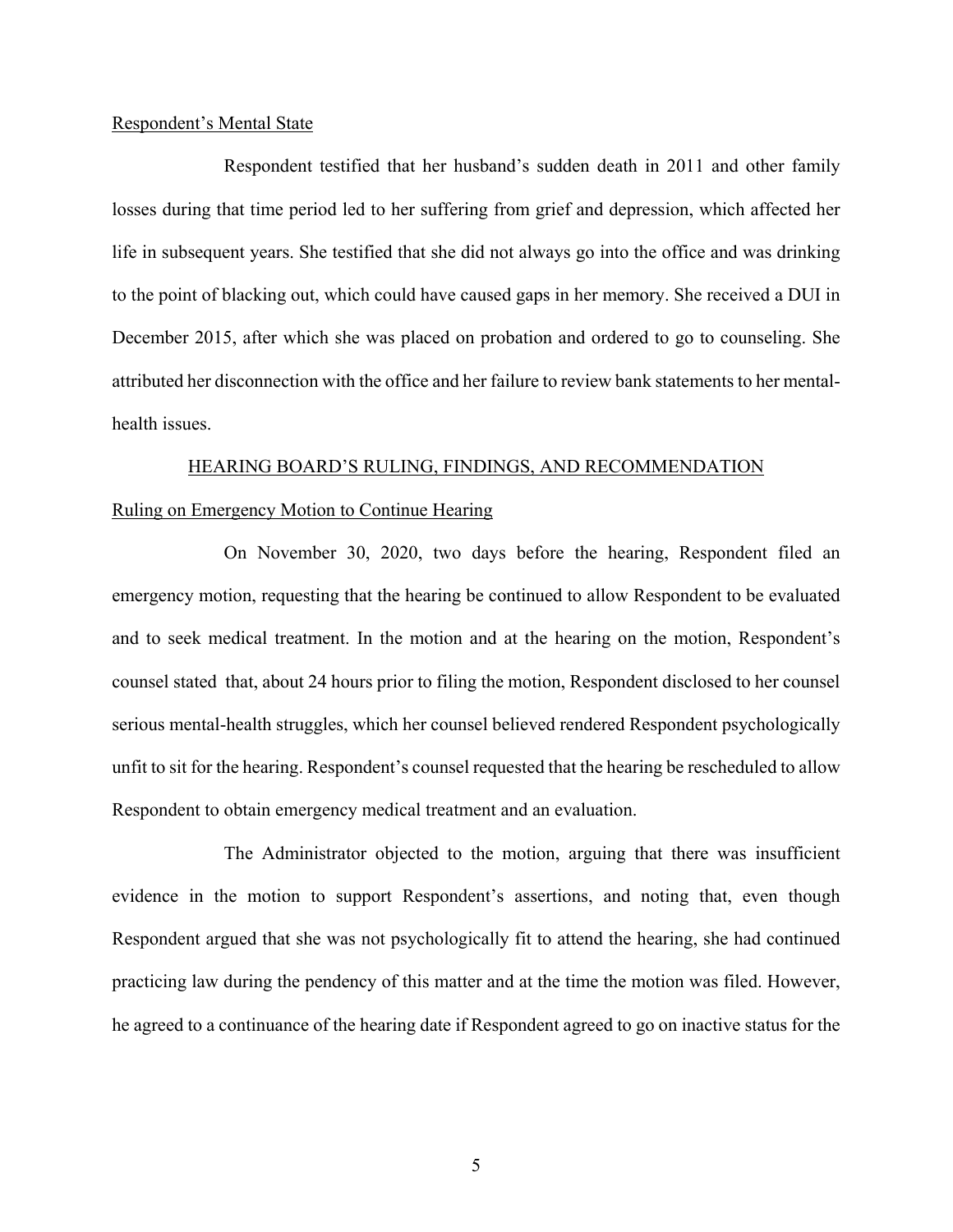Respondent's Mental State

Respondent testified that her husband's sudden death in 2011 and other family losses during that time period led to her suffering from grief and depression, which affected her life in subsequent years. She testified that she did not always go into the office and was drinking to the point of blacking out, which could have caused gaps in her memory. She received a DUI in December 2015, after which she was placed on probation and ordered to go to counseling. She attributed her disconnection with the office and her failure to review bank statements to her mental-health issues.

## HEARING BOARD'S RULING, FINDINGS, AND RECOMMENDATION

Ruling on Emergency Motion to Continue Hearing

On November 30, 2020, two days before the hearing, Respondent filed an emergency motion, requesting that the hearing be continued to allow Respondent to be evaluated and to seek medical treatment. In the motion and at the hearing on the motion, Respondent's counsel stated that, about 24 hours prior to filing the motion, Respondent disclosed to her counsel serious mental-health struggles, which her counsel believed rendered Respondent psychologically unfit to sit for the hearing. Respondent's counsel requested that the hearing be rescheduled to allow Respondent to obtain emergency medical treatment and an evaluation.

The Administrator objected to the motion, arguing that there was insufficient evidence in the motion to support Respondent's assertions, and noting that, even though Respondent argued that she was not psychologically fit to attend the hearing, she had continued practicing law during the pendency of this matter and at the time the motion was filed. However, he agreed to a continuance of the hearing date if Respondent agreed to go on inactive status for the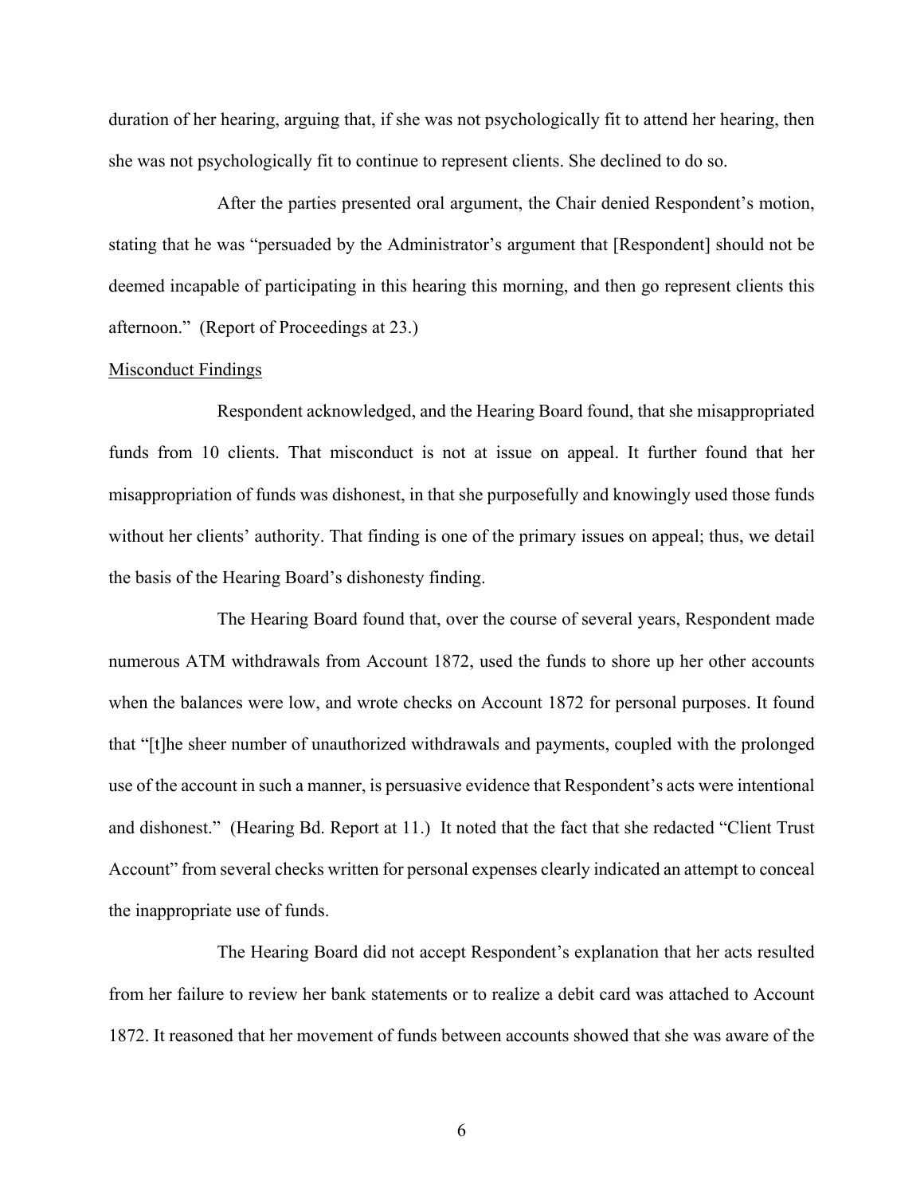duration of her hearing, arguing that, if she was not psychologically fit to attend her hearing, then she was not psychologically fit to continue to represent clients. She declined to do so.

After the parties presented oral argument, the Chair denied Respondent's motion, stating that he was "persuaded by the Administrator's argument that [Respondent] should not be deemed incapable of participating in this hearing this morning, and then go represent clients this afternoon." (Report of Proceedings at 23.)

<u>Misconduct Findings</u>

Respondent acknowledged, and the Hearing Board found, that she misappropriated funds from 10 clients. That misconduct is not at issue on appeal. It further found that her misappropriation of funds was dishonest, in that she purposefully and knowingly used those funds without her clients' authority. That finding is one of the primary issues on appeal; thus, we detail the basis of the Hearing Board's dishonesty finding.

The Hearing Board found that, over the course of several years, Respondent made numerous ATM withdrawals from Account 1872, used the funds to shore up her other accounts when the balances were low, and wrote checks on Account 1872 for personal purposes. It found that "[t]he sheer number of unauthorized withdrawals and payments, coupled with the prolonged use of the account in such a manner, is persuasive evidence that Respondent's acts were intentional and dishonest." (Hearing Bd. Report at 11.) It noted that the fact that she redacted "Client Trust Account" from several checks written for personal expenses clearly indicated an attempt to conceal the inappropriate use of funds.

The Hearing Board did not accept Respondent's explanation that her acts resulted from her failure to review her bank statements or to realize a debit card was attached to Account 1872. It reasoned that her movement of funds between accounts showed that she was aware of the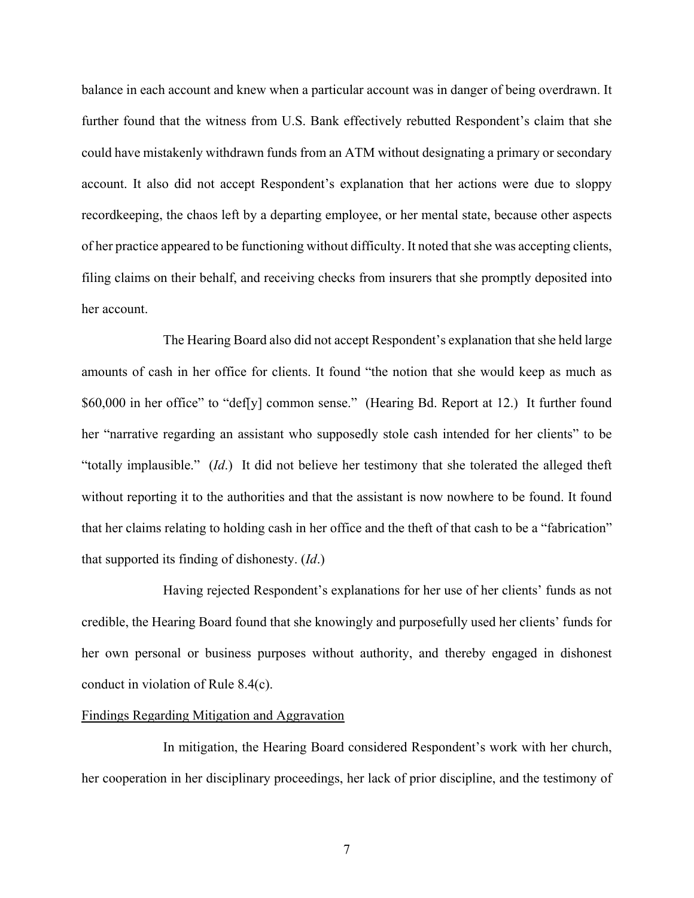balance in each account and knew when a particular account was in danger of being overdrawn. It further found that the witness from U.S. Bank effectively rebutted Respondent's claim that she could have mistakenly withdrawn funds from an ATM without designating a primary or secondary account. It also did not accept Respondent's explanation that her actions were due to sloppy recordkeeping, the chaos left by a departing employee, or her mental state, because other aspects of her practice appeared to be functioning without difficulty. It noted that she was accepting clients, filing claims on their behalf, and receiving checks from insurers that she promptly deposited into her account.

The Hearing Board also did not accept Respondent's explanation that she held large amounts of cash in her office for clients. It found "the notion that she would keep as much as $60,000 in her office" to "def[y] common sense." (Hearing Bd. Report at 12.) It further found her "narrative regarding an assistant who supposedly stole cash intended for her clients" to be "totally implausible." (*Id*.) It did not believe her testimony that she tolerated the alleged theft without reporting it to the authorities and that the assistant is now nowhere to be found. It found that her claims relating to holding cash in her office and the theft of that cash to be a "fabrication" that supported its finding of dishonesty. (*Id*.)

Having rejected Respondent's explanations for her use of her clients' funds as not credible, the Hearing Board found that she knowingly and purposefully used her clients' funds for her own personal or business purposes without authority, and thereby engaged in dishonest conduct in violation of Rule 8.4(c).

<u>Findings Regarding Mitigation and Aggravation</u>

In mitigation, the Hearing Board considered Respondent's work with her church, her cooperation in her disciplinary proceedings, her lack of prior discipline, and the testimony of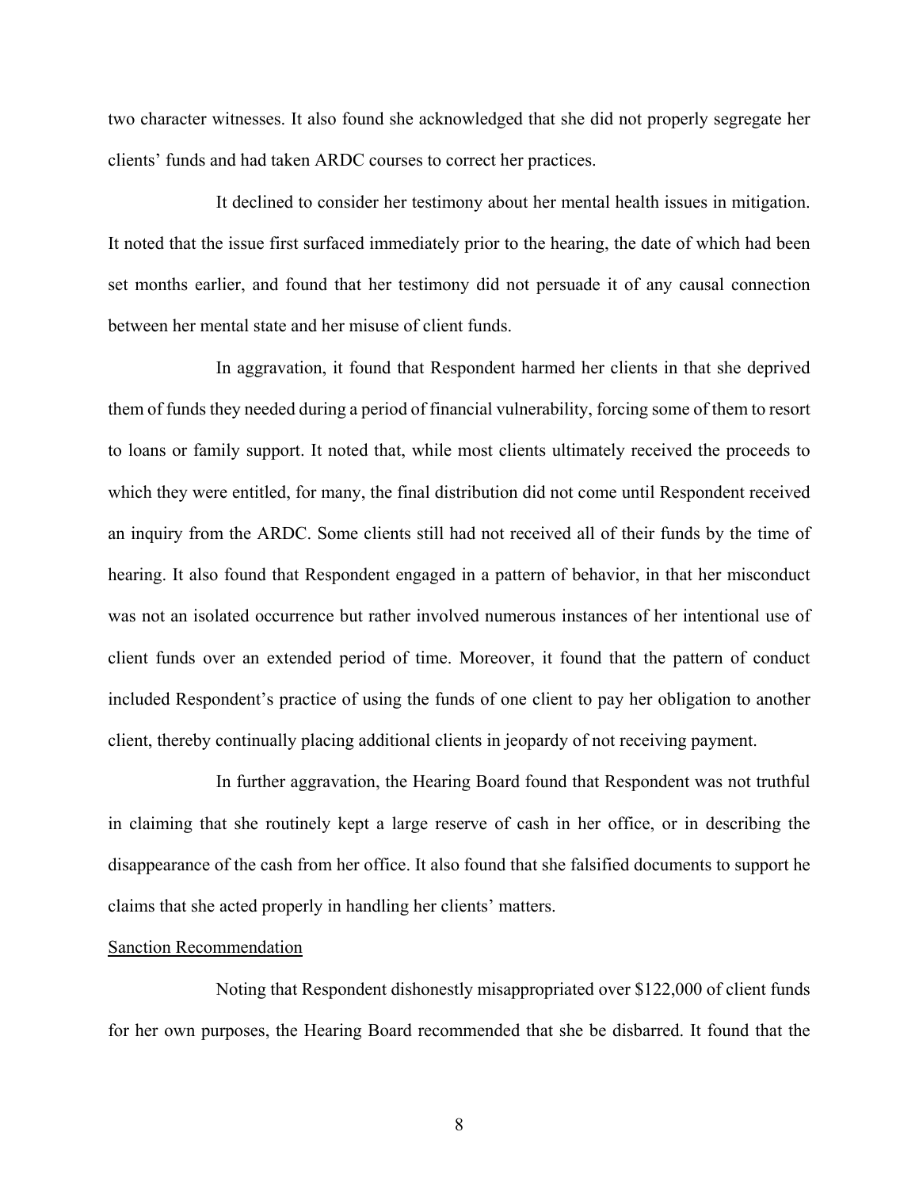two character witnesses. It also found she acknowledged that she did not properly segregate her clients' funds and had taken ARDC courses to correct her practices.

It declined to consider her testimony about her mental health issues in mitigation. It noted that the issue first surfaced immediately prior to the hearing, the date of which had been set months earlier, and found that her testimony did not persuade it of any causal connection between her mental state and her misuse of client funds.

In aggravation, it found that Respondent harmed her clients in that she deprived them of funds they needed during a period of financial vulnerability, forcing some of them to resort to loans or family support. It noted that, while most clients ultimately received the proceeds to which they were entitled, for many, the final distribution did not come until Respondent received an inquiry from the ARDC. Some clients still had not received all of their funds by the time of hearing. It also found that Respondent engaged in a pattern of behavior, in that her misconduct was not an isolated occurrence but rather involved numerous instances of her intentional use of client funds over an extended period of time. Moreover, it found that the pattern of conduct included Respondent's practice of using the funds of one client to pay her obligation to another client, thereby continually placing additional clients in jeopardy of not receiving payment.

In further aggravation, the Hearing Board found that Respondent was not truthful in claiming that she routinely kept a large reserve of cash in her office, or in describing the disappearance of the cash from her office. It also found that she falsified documents to support he claims that she acted properly in handling her clients' matters.

Sanction Recommendation

Noting that Respondent dishonestly misappropriated over $122,000 of client funds for her own purposes, the Hearing Board recommended that she be disbarred. It found that the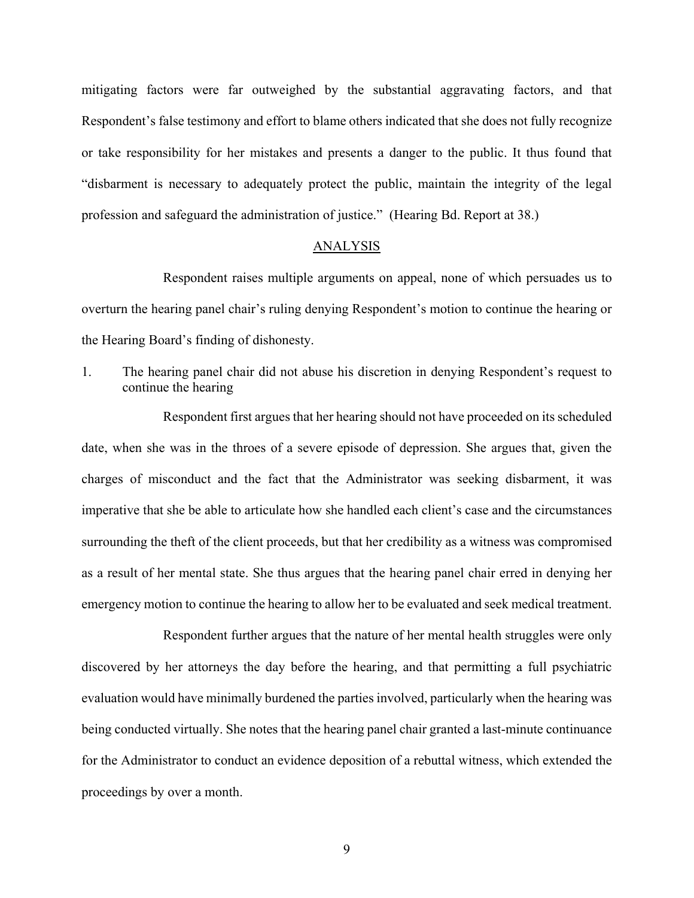mitigating factors were far outweighed by the substantial aggravating factors, and that Respondent's false testimony and effort to blame others indicated that she does not fully recognize or take responsibility for her mistakes and presents a danger to the public. It thus found that "disbarment is necessary to adequately protect the public, maintain the integrity of the legal profession and safeguard the administration of justice." (Hearing Bd. Report at 38.)

## ANALYSIS

Respondent raises multiple arguments on appeal, none of which persuades us to overturn the hearing panel chair's ruling denying Respondent's motion to continue the hearing or the Hearing Board's finding of dishonesty.

### 1. The hearing panel chair did not abuse his discretion in denying Respondent's request to continue the hearing

Respondent first argues that her hearing should not have proceeded on its scheduled date, when she was in the throes of a severe episode of depression. She argues that, given the charges of misconduct and the fact that the Administrator was seeking disbarment, it was imperative that she be able to articulate how she handled each client's case and the circumstances surrounding the theft of the client proceeds, but that her credibility as a witness was compromised as a result of her mental state. She thus argues that the hearing panel chair erred in denying her emergency motion to continue the hearing to allow her to be evaluated and seek medical treatment.

Respondent further argues that the nature of her mental health struggles were only discovered by her attorneys the day before the hearing, and that permitting a full psychiatric evaluation would have minimally burdened the parties involved, particularly when the hearing was being conducted virtually. She notes that the hearing panel chair granted a last-minute continuance for the Administrator to conduct an evidence deposition of a rebuttal witness, which extended the proceedings by over a month.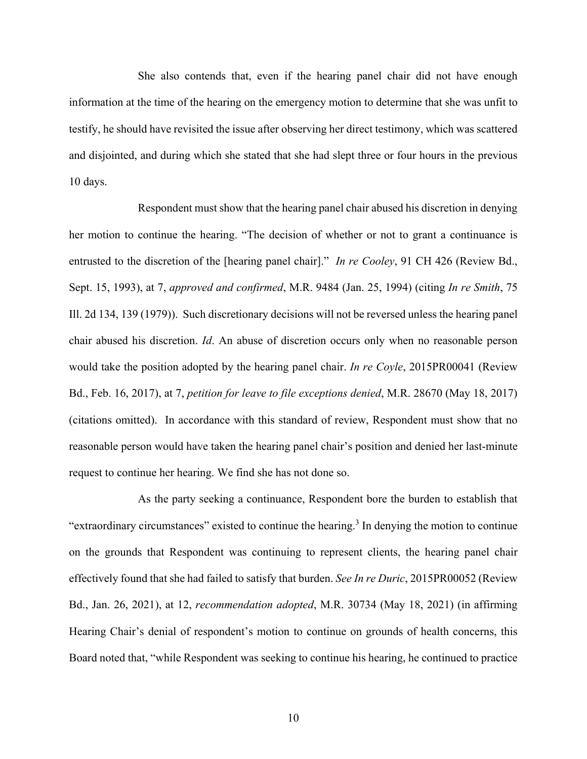She also contends that, even if the hearing panel chair did not have enough information at the time of the hearing on the emergency motion to determine that she was unfit to testify, he should have revisited the issue after observing her direct testimony, which was scattered and disjointed, and during which she stated that she had slept three or four hours in the previous 10 days.

Respondent must show that the hearing panel chair abused his discretion in denying her motion to continue the hearing. "The decision of whether or not to grant a continuance is entrusted to the discretion of the [hearing panel chair]." *In re Cooley*, 91 CH 426 (Review Bd., Sept. 15, 1993), at 7, *approved and confirmed*, M.R. 9484 (Jan. 25, 1994) (citing *In re Smith*, 75 Ill. 2d 134, 139 (1979)). Such discretionary decisions will not be reversed unless the hearing panel chair abused his discretion. *Id*. An abuse of discretion occurs only when no reasonable person would take the position adopted by the hearing panel chair. *In re Coyle*, 2015PR00041 (Review Bd., Feb. 16, 2017), at 7, *petition for leave to file exceptions denied*, M.R. 28670 (May 18, 2017) (citations omitted). In accordance with this standard of review, Respondent must show that no reasonable person would have taken the hearing panel chair's position and denied her last-minute request to continue her hearing. We find she has not done so.

As the party seeking a continuance, Respondent bore the burden to establish that "extraordinary circumstances" existed to continue the hearing.[3] In denying the motion to continue on the grounds that Respondent was continuing to represent clients, the hearing panel chair effectively found that she had failed to satisfy that burden. *See In re Duric*, 2015PR00052 (Review Bd., Jan. 26, 2021), at 12, *recommendation adopted*, M.R. 30734 (May 18, 2021) (in affirming Hearing Chair's denial of respondent's motion to continue on grounds of health concerns, this Board noted that, "while Respondent was seeking to continue his hearing, he continued to practice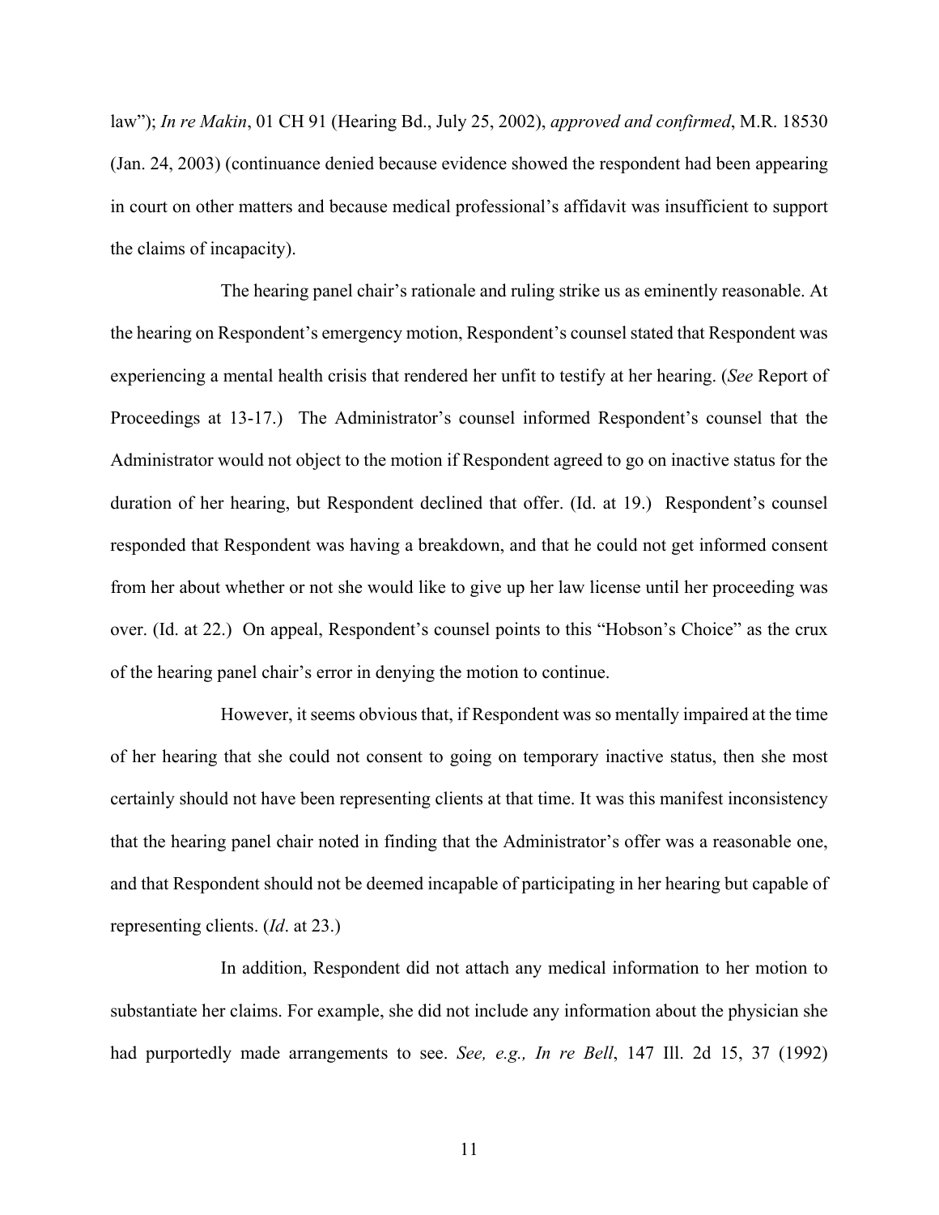law"); *In re Makin*, 01 CH 91 (Hearing Bd., July 25, 2002), *approved and confirmed*, M.R. 18530 (Jan. 24, 2003) (continuance denied because evidence showed the respondent had been appearing in court on other matters and because medical professional's affidavit was insufficient to support the claims of incapacity).

The hearing panel chair's rationale and ruling strike us as eminently reasonable. At the hearing on Respondent's emergency motion, Respondent's counsel stated that Respondent was experiencing a mental health crisis that rendered her unfit to testify at her hearing. (*See* Report of Proceedings at 13-17.) The Administrator's counsel informed Respondent's counsel that the Administrator would not object to the motion if Respondent agreed to go on inactive status for the duration of her hearing, but Respondent declined that offer. (Id. at 19.) Respondent's counsel responded that Respondent was having a breakdown, and that he could not get informed consent from her about whether or not she would like to give up her law license until her proceeding was over. (Id. at 22.) On appeal, Respondent's counsel points to this "Hobson's Choice" as the crux of the hearing panel chair's error in denying the motion to continue.

However, it seems obvious that, if Respondent was so mentally impaired at the time of her hearing that she could not consent to going on temporary inactive status, then she most certainly should not have been representing clients at that time. It was this manifest inconsistency that the hearing panel chair noted in finding that the Administrator's offer was a reasonable one, and that Respondent should not be deemed incapable of participating in her hearing but capable of representing clients. (*Id*. at 23.)

In addition, Respondent did not attach any medical information to her motion to substantiate her claims. For example, she did not include any information about the physician she had purportedly made arrangements to see. *See, e.g., In re Bell*, 147 Ill. 2d 15, 37 (1992)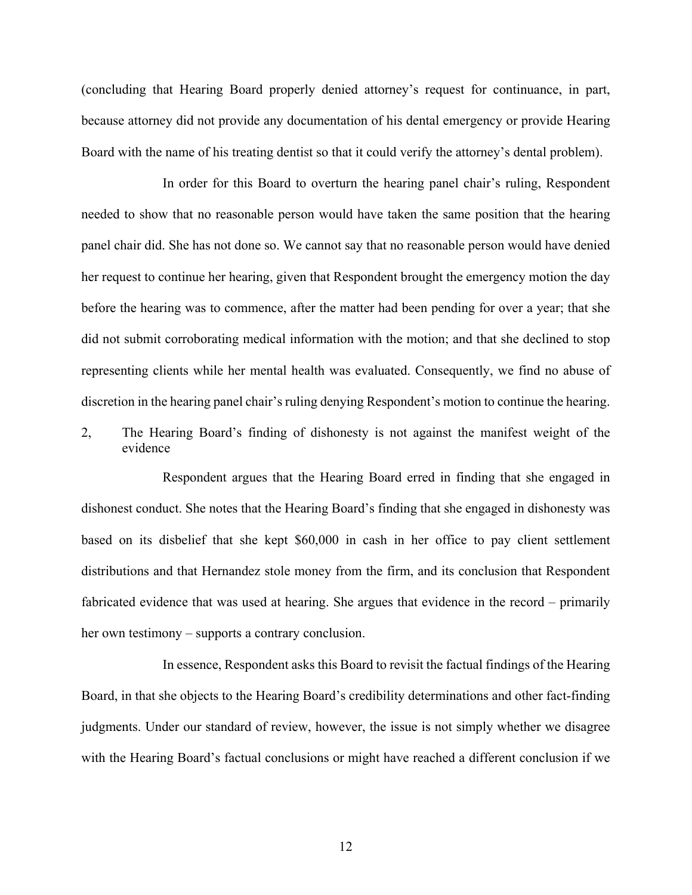(concluding that Hearing Board properly denied attorney's request for continuance, in part, because attorney did not provide any documentation of his dental emergency or provide Hearing Board with the name of his treating dentist so that it could verify the attorney's dental problem).

In order for this Board to overturn the hearing panel chair's ruling, Respondent needed to show that no reasonable person would have taken the same position that the hearing panel chair did. She has not done so. We cannot say that no reasonable person would have denied her request to continue her hearing, given that Respondent brought the emergency motion the day before the hearing was to commence, after the matter had been pending for over a year; that she did not submit corroborating medical information with the motion; and that she declined to stop representing clients while her mental health was evaluated. Consequently, we find no abuse of discretion in the hearing panel chair's ruling denying Respondent's motion to continue the hearing.

2, The Hearing Board's finding of dishonesty is not against the manifest weight of the evidence

Respondent argues that the Hearing Board erred in finding that she engaged in dishonest conduct. She notes that the Hearing Board's finding that she engaged in dishonesty was based on its disbelief that she kept $60,000 in cash in her office to pay client settlement distributions and that Hernandez stole money from the firm, and its conclusion that Respondent fabricated evidence that was used at hearing. She argues that evidence in the record – primarily her own testimony – supports a contrary conclusion.

In essence, Respondent asks this Board to revisit the factual findings of the Hearing Board, in that she objects to the Hearing Board's credibility determinations and other fact-finding judgments. Under our standard of review, however, the issue is not simply whether we disagree with the Hearing Board's factual conclusions or might have reached a different conclusion if we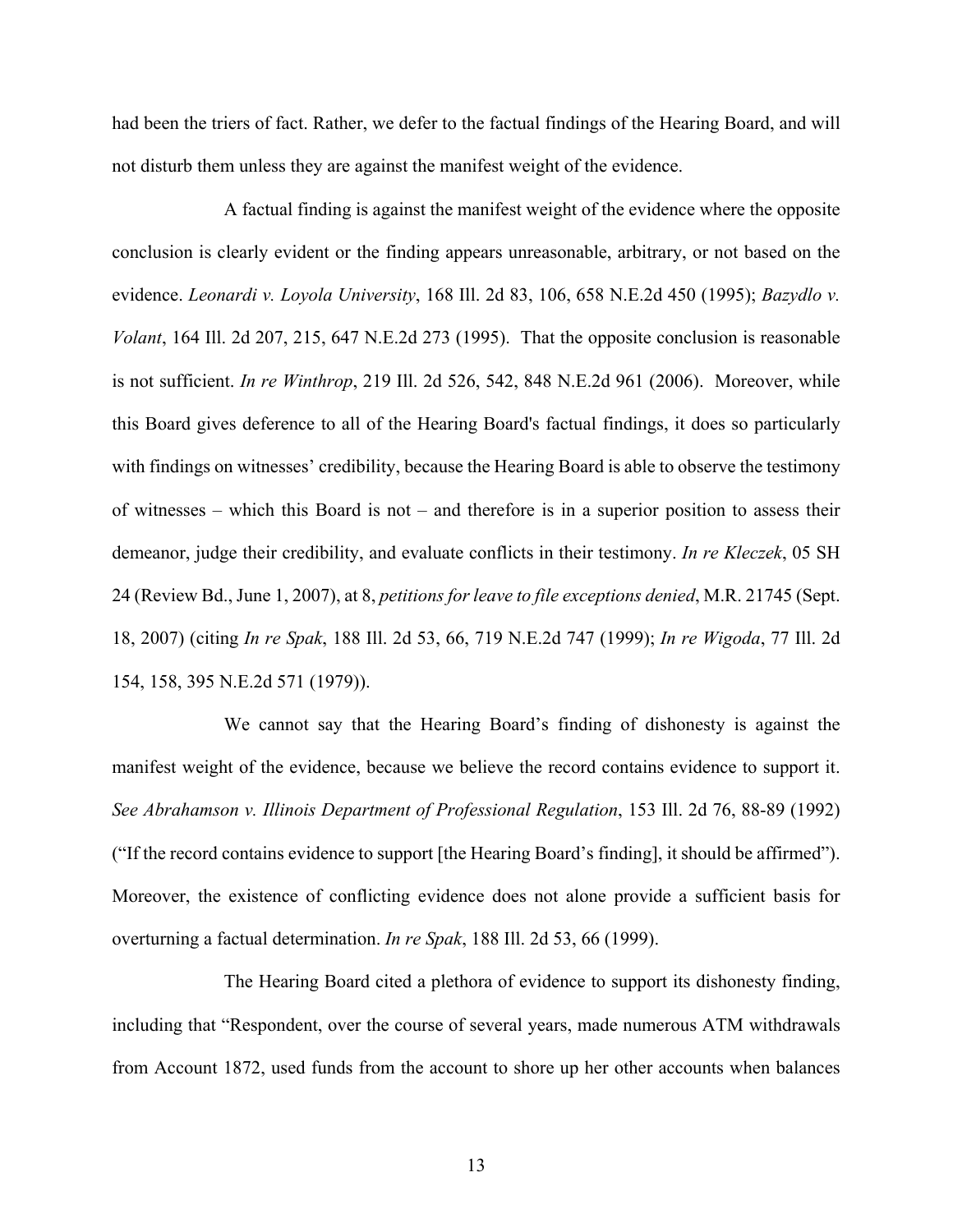had been the triers of fact. Rather, we defer to the factual findings of the Hearing Board, and will not disturb them unless they are against the manifest weight of the evidence.

A factual finding is against the manifest weight of the evidence where the opposite conclusion is clearly evident or the finding appears unreasonable, arbitrary, or not based on the evidence. *Leonardi v. Loyola University*, 168 Ill. 2d 83, 106, 658 N.E.2d 450 (1995); *Bazydlo v. Volant*, 164 Ill. 2d 207, 215, 647 N.E.2d 273 (1995). That the opposite conclusion is reasonable is not sufficient. *In re Winthrop*, 219 Ill. 2d 526, 542, 848 N.E.2d 961 (2006). Moreover, while this Board gives deference to all of the Hearing Board's factual findings, it does so particularly with findings on witnesses' credibility, because the Hearing Board is able to observe the testimony of witnesses – which this Board is not – and therefore is in a superior position to assess their demeanor, judge their credibility, and evaluate conflicts in their testimony. *In re Kleczek*, 05 SH 24 (Review Bd., June 1, 2007), at 8, *petitions for leave to file exceptions denied*, M.R. 21745 (Sept. 18, 2007) (citing *In re Spak*, 188 Ill. 2d 53, 66, 719 N.E.2d 747 (1999); *In re Wigoda*, 77 Ill. 2d 154, 158, 395 N.E.2d 571 (1979)).

We cannot say that the Hearing Board's finding of dishonesty is against the manifest weight of the evidence, because we believe the record contains evidence to support it. *See Abrahamson v. Illinois Department of Professional Regulation*, 153 Ill. 2d 76, 88-89 (1992) ("If the record contains evidence to support [the Hearing Board's finding], it should be affirmed"). Moreover, the existence of conflicting evidence does not alone provide a sufficient basis for overturning a factual determination. *In re Spak*, 188 Ill. 2d 53, 66 (1999).

The Hearing Board cited a plethora of evidence to support its dishonesty finding, including that "Respondent, over the course of several years, made numerous ATM withdrawals from Account 1872, used funds from the account to shore up her other accounts when balances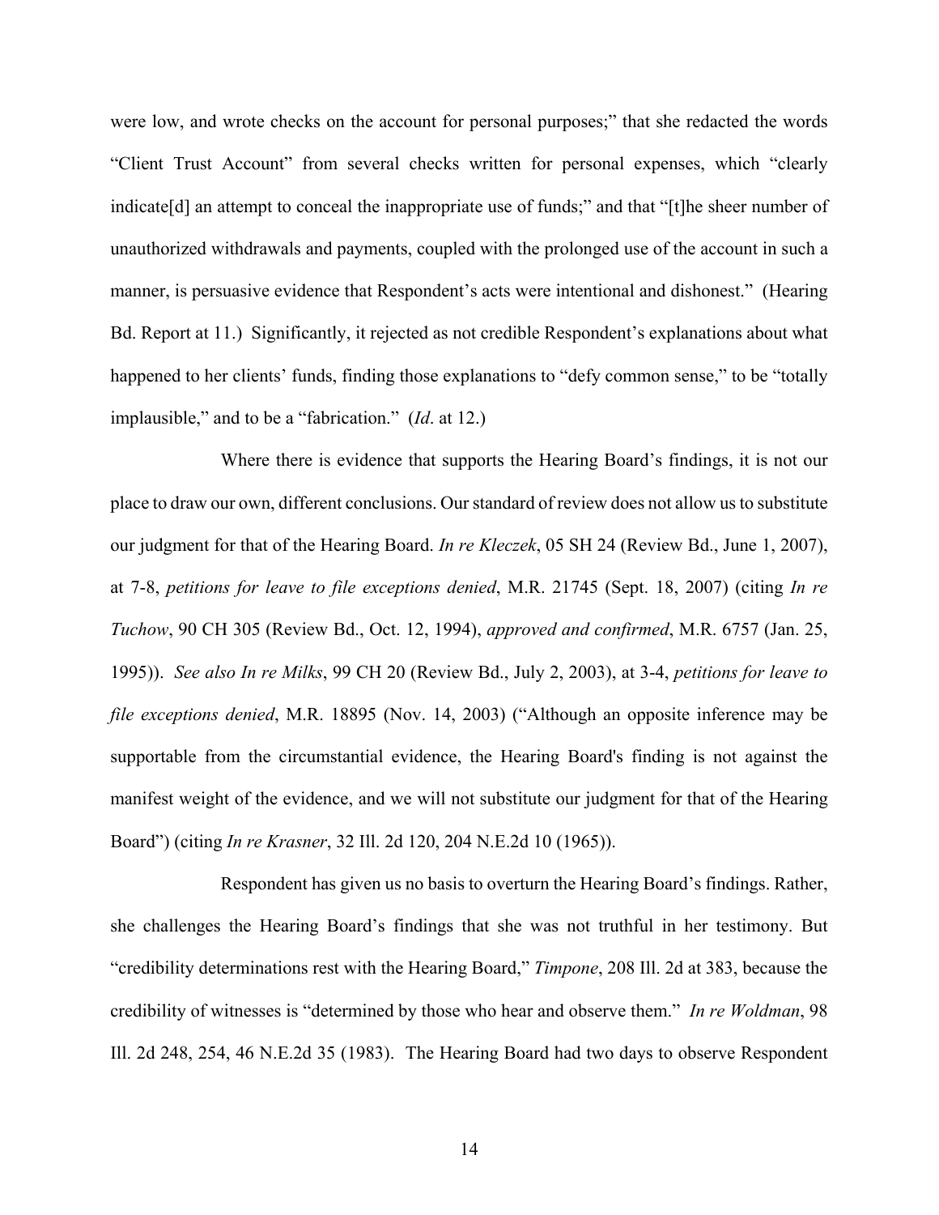were low, and wrote checks on the account for personal purposes;" that she redacted the words "Client Trust Account" from several checks written for personal expenses, which "clearly indicate[d] an attempt to conceal the inappropriate use of funds;" and that "[t]he sheer number of unauthorized withdrawals and payments, coupled with the prolonged use of the account in such a manner, is persuasive evidence that Respondent's acts were intentional and dishonest." (Hearing Bd. Report at 11.) Significantly, it rejected as not credible Respondent's explanations about what happened to her clients' funds, finding those explanations to "defy common sense," to be "totally implausible," and to be a "fabrication." (*Id*. at 12.)

Where there is evidence that supports the Hearing Board's findings, it is not our place to draw our own, different conclusions. Our standard of review does not allow us to substitute our judgment for that of the Hearing Board. *In re Kleczek*, 05 SH 24 (Review Bd., June 1, 2007), at 7-8, *petitions for leave to file exceptions denied*, M.R. 21745 (Sept. 18, 2007) (citing *In re Tuchow*, 90 CH 305 (Review Bd., Oct. 12, 1994), *approved and confirmed*, M.R. 6757 (Jan. 25, 1995)). *See also In re Milks*, 99 CH 20 (Review Bd., July 2, 2003), at 3-4, *petitions for leave to file exceptions denied*, M.R. 18895 (Nov. 14, 2003) ("Although an opposite inference may be supportable from the circumstantial evidence, the Hearing Board's finding is not against the manifest weight of the evidence, and we will not substitute our judgment for that of the Hearing Board") (citing *In re Krasner*, 32 Ill. 2d 120, 204 N.E.2d 10 (1965)).

Respondent has given us no basis to overturn the Hearing Board's findings. Rather, she challenges the Hearing Board's findings that she was not truthful in her testimony. But "credibility determinations rest with the Hearing Board," *Timpone*, 208 Ill. 2d at 383, because the credibility of witnesses is "determined by those who hear and observe them." *In re Woldman*, 98 Ill. 2d 248, 254, 46 N.E.2d 35 (1983). The Hearing Board had two days to observe Respondent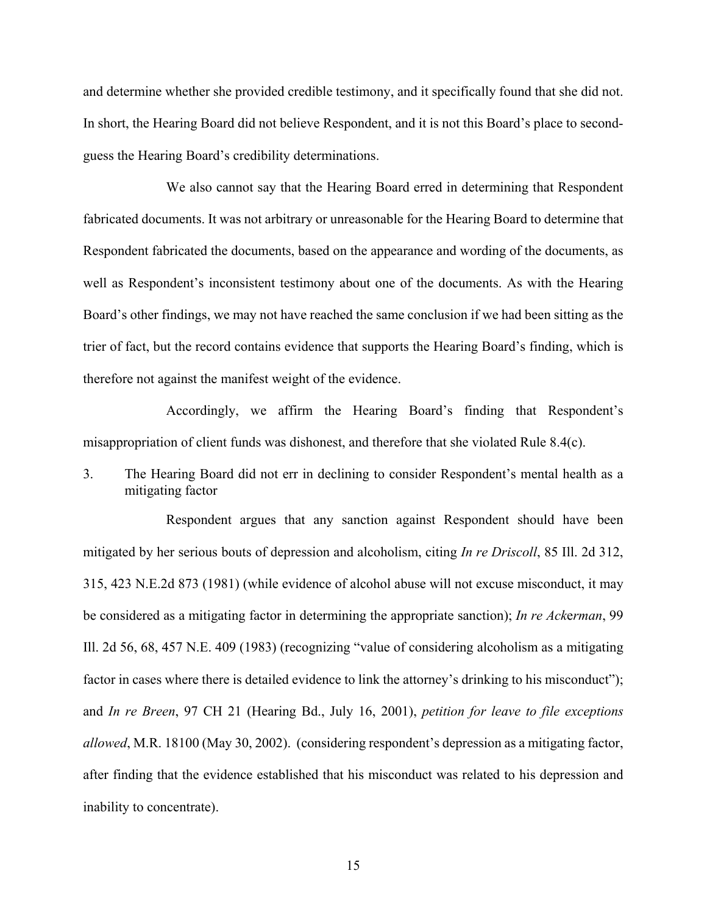and determine whether she provided credible testimony, and it specifically found that she did not. In short, the Hearing Board did not believe Respondent, and it is not this Board's place to second-guess the Hearing Board's credibility determinations.

We also cannot say that the Hearing Board erred in determining that Respondent fabricated documents. It was not arbitrary or unreasonable for the Hearing Board to determine that Respondent fabricated the documents, based on the appearance and wording of the documents, as well as Respondent's inconsistent testimony about one of the documents. As with the Hearing Board's other findings, we may not have reached the same conclusion if we had been sitting as the trier of fact, but the record contains evidence that supports the Hearing Board's finding, which is therefore not against the manifest weight of the evidence.

Accordingly, we affirm the Hearing Board's finding that Respondent's misappropriation of client funds was dishonest, and therefore that she violated Rule 8.4(c).

3. The Hearing Board did not err in declining to consider Respondent's mental health as a mitigating factor

Respondent argues that any sanction against Respondent should have been mitigated by her serious bouts of depression and alcoholism, citing *In re Driscoll*, 85 Ill. 2d 312, 315, 423 N.E.2d 873 (1981) (while evidence of alcohol abuse will not excuse misconduct, it may be considered as a mitigating factor in determining the appropriate sanction); *In re Ackerman*, 99 Ill. 2d 56, 68, 457 N.E. 409 (1983) (recognizing "value of considering alcoholism as a mitigating factor in cases where there is detailed evidence to link the attorney's drinking to his misconduct"); and *In re Breen*, 97 CH 21 (Hearing Bd., July 16, 2001), *petition for leave to file exceptions allowed*, M.R. 18100 (May 30, 2002). (considering respondent's depression as a mitigating factor, after finding that the evidence established that his misconduct was related to his depression and inability to concentrate).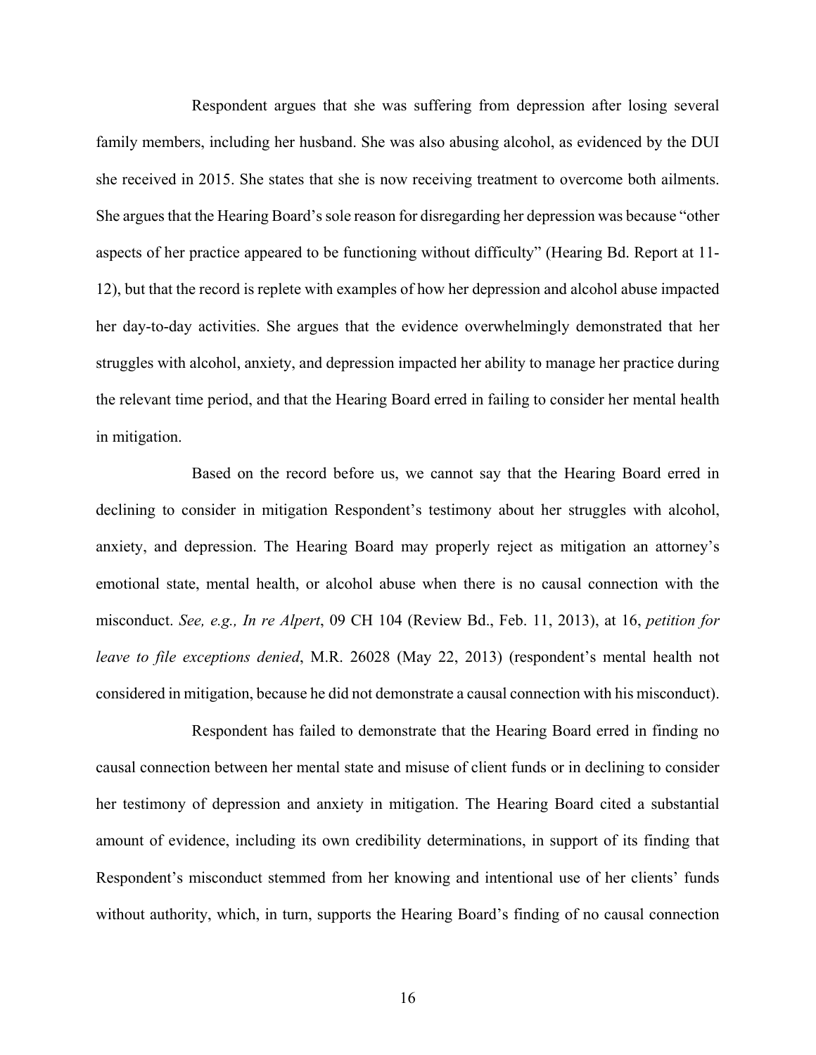Respondent argues that she was suffering from depression after losing several family members, including her husband. She was also abusing alcohol, as evidenced by the DUI she received in 2015. She states that she is now receiving treatment to overcome both ailments. She argues that the Hearing Board's sole reason for disregarding her depression was because "other aspects of her practice appeared to be functioning without difficulty" (Hearing Bd. Report at 11-12), but that the record is replete with examples of how her depression and alcohol abuse impacted her day-to-day activities. She argues that the evidence overwhelmingly demonstrated that her struggles with alcohol, anxiety, and depression impacted her ability to manage her practice during the relevant time period, and that the Hearing Board erred in failing to consider her mental health in mitigation.

Based on the record before us, we cannot say that the Hearing Board erred in declining to consider in mitigation Respondent's testimony about her struggles with alcohol, anxiety, and depression. The Hearing Board may properly reject as mitigation an attorney's emotional state, mental health, or alcohol abuse when there is no causal connection with the misconduct. *See, e.g., In re Alpert*, 09 CH 104 (Review Bd., Feb. 11, 2013), at 16, *petition for leave to file exceptions denied*, M.R. 26028 (May 22, 2013) (respondent's mental health not considered in mitigation, because he did not demonstrate a causal connection with his misconduct).

Respondent has failed to demonstrate that the Hearing Board erred in finding no causal connection between her mental state and misuse of client funds or in declining to consider her testimony of depression and anxiety in mitigation. The Hearing Board cited a substantial amount of evidence, including its own credibility determinations, in support of its finding that Respondent's misconduct stemmed from her knowing and intentional use of her clients' funds without authority, which, in turn, supports the Hearing Board's finding of no causal connection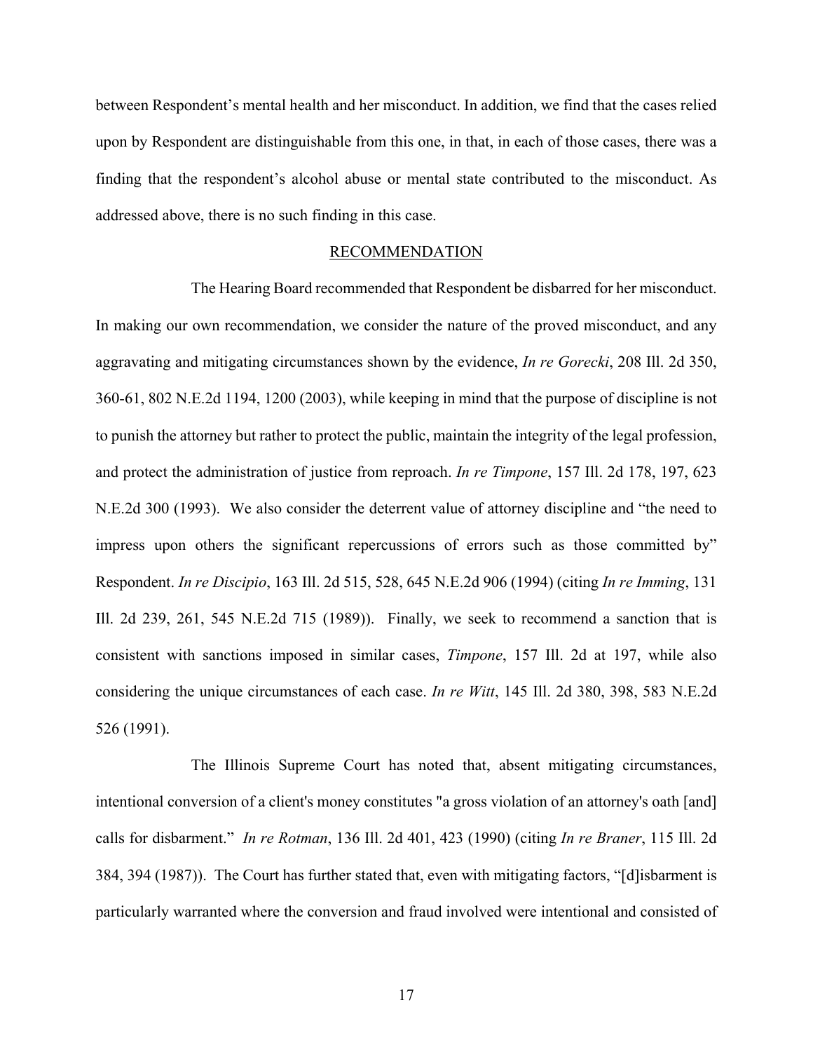between Respondent's mental health and her misconduct. In addition, we find that the cases relied upon by Respondent are distinguishable from this one, in that, in each of those cases, there was a finding that the respondent's alcohol abuse or mental state contributed to the misconduct. As addressed above, there is no such finding in this case.

## RECOMMENDATION

The Hearing Board recommended that Respondent be disbarred for her misconduct. In making our own recommendation, we consider the nature of the proved misconduct, and any aggravating and mitigating circumstances shown by the evidence, *In re Gorecki*, 208 Ill. 2d 350, 360-61, 802 N.E.2d 1194, 1200 (2003), while keeping in mind that the purpose of discipline is not to punish the attorney but rather to protect the public, maintain the integrity of the legal profession, and protect the administration of justice from reproach. *In re Timpone*, 157 Ill. 2d 178, 197, 623 N.E.2d 300 (1993). We also consider the deterrent value of attorney discipline and "the need to impress upon others the significant repercussions of errors such as those committed by" Respondent. *In re Discipio*, 163 Ill. 2d 515, 528, 645 N.E.2d 906 (1994) (citing *In re Imming*, 131 Ill. 2d 239, 261, 545 N.E.2d 715 (1989)). Finally, we seek to recommend a sanction that is consistent with sanctions imposed in similar cases, *Timpone*, 157 Ill. 2d at 197, while also considering the unique circumstances of each case. *In re Witt*, 145 Ill. 2d 380, 398, 583 N.E.2d 526 (1991).

The Illinois Supreme Court has noted that, absent mitigating circumstances, intentional conversion of a client's money constitutes "a gross violation of an attorney's oath [and] calls for disbarment." *In re Rotman*, 136 Ill. 2d 401, 423 (1990) (citing *In re Braner*, 115 Ill. 2d 384, 394 (1987)). The Court has further stated that, even with mitigating factors, "[d]isbarment is particularly warranted where the conversion and fraud involved were intentional and consisted of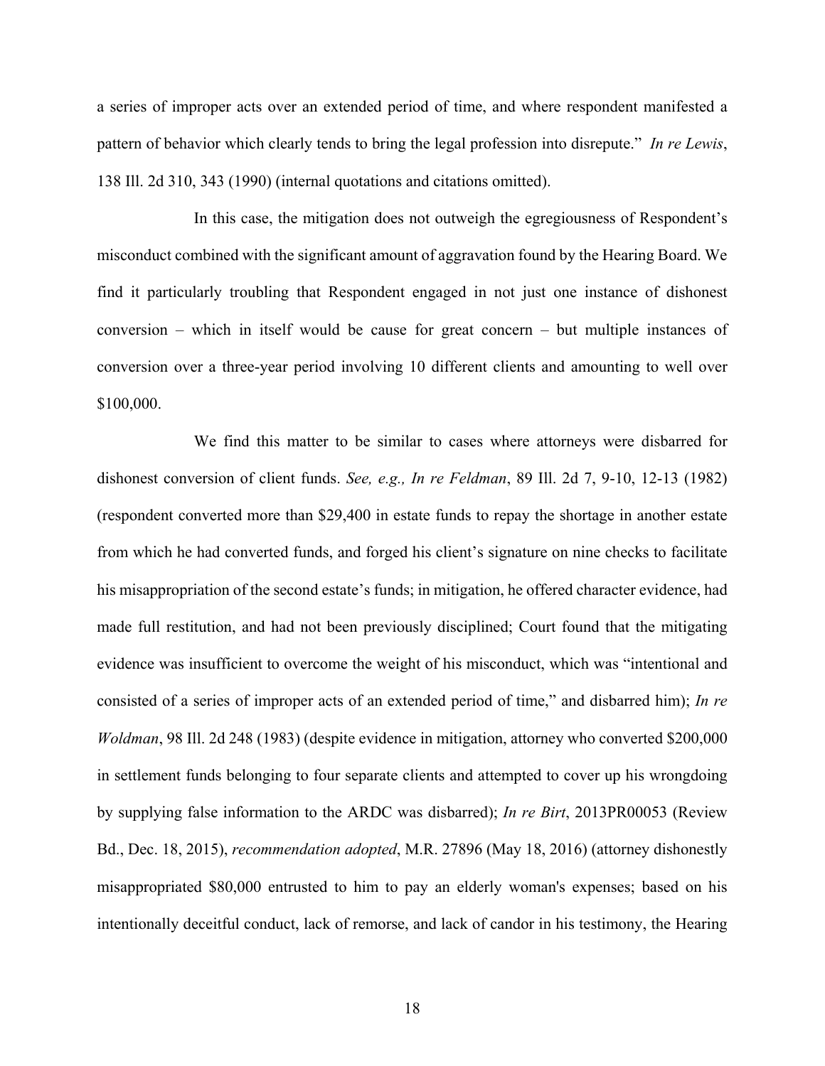a series of improper acts over an extended period of time, and where respondent manifested a pattern of behavior which clearly tends to bring the legal profession into disrepute." *In re Lewis*, 138 Ill. 2d 310, 343 (1990) (internal quotations and citations omitted).

In this case, the mitigation does not outweigh the egregiousness of Respondent's misconduct combined with the significant amount of aggravation found by the Hearing Board. We find it particularly troubling that Respondent engaged in not just one instance of dishonest conversion – which in itself would be cause for great concern – but multiple instances of conversion over a three-year period involving 10 different clients and amounting to well over $100,000.

We find this matter to be similar to cases where attorneys were disbarred for dishonest conversion of client funds. *See, e.g., In re Feldman*, 89 Ill. 2d 7, 9-10, 12-13 (1982) (respondent converted more than $29,400 in estate funds to repay the shortage in another estate from which he had converted funds, and forged his client's signature on nine checks to facilitate his misappropriation of the second estate's funds; in mitigation, he offered character evidence, had made full restitution, and had not been previously disciplined; Court found that the mitigating evidence was insufficient to overcome the weight of his misconduct, which was "intentional and consisted of a series of improper acts of an extended period of time," and disbarred him); *In re Woldman*, 98 Ill. 2d 248 (1983) (despite evidence in mitigation, attorney who converted $200,000 in settlement funds belonging to four separate clients and attempted to cover up his wrongdoing by supplying false information to the ARDC was disbarred); *In re Birt*, 2013PR00053 (Review Bd., Dec. 18, 2015), *recommendation adopted*, M.R. 27896 (May 18, 2016) (attorney dishonestly misappropriated $80,000 entrusted to him to pay an elderly woman's expenses; based on his intentionally deceitful conduct, lack of remorse, and lack of candor in his testimony, the Hearing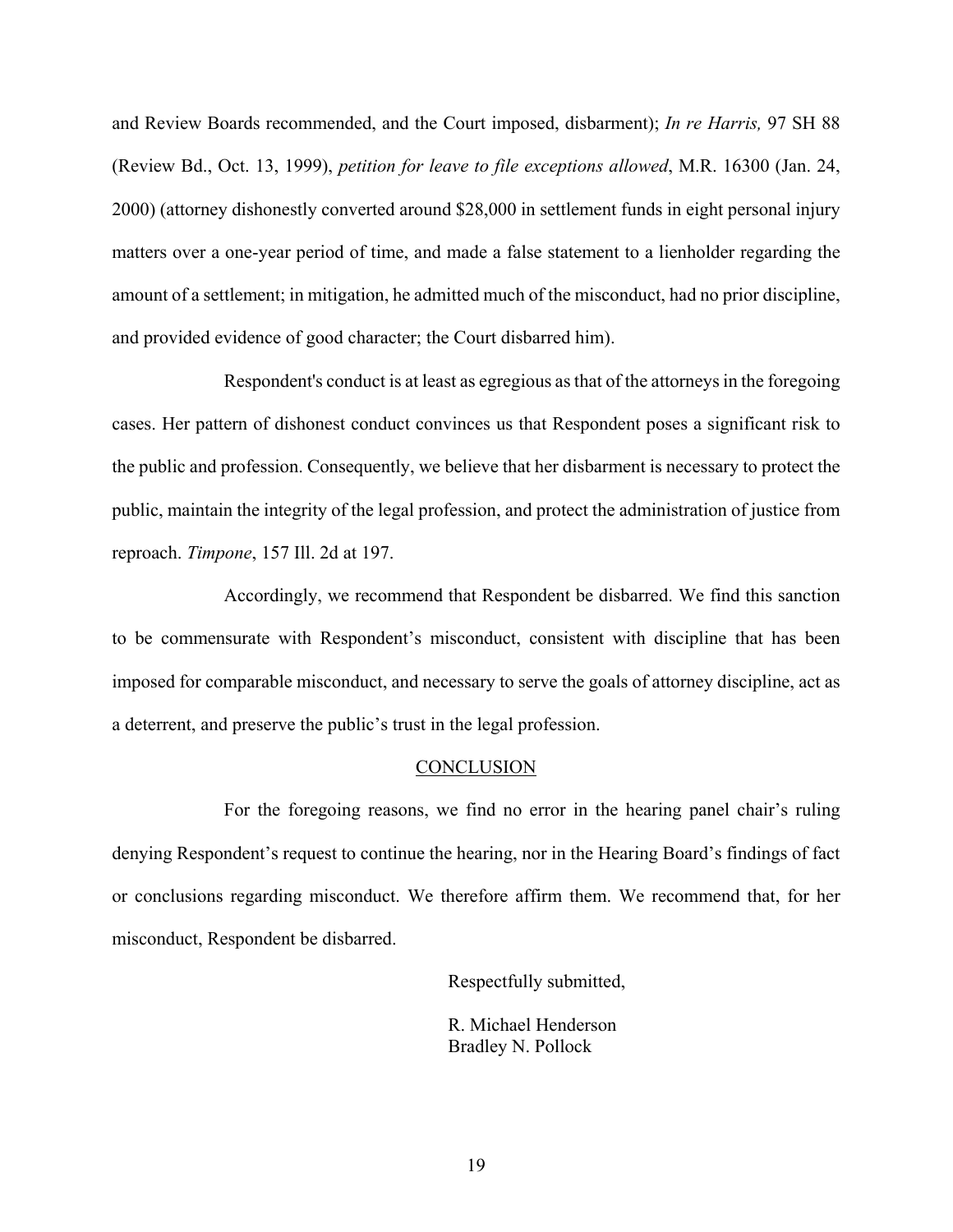and Review Boards recommended, and the Court imposed, disbarment); *In re Harris,* 97 SH 88 (Review Bd., Oct. 13, 1999), *petition for leave to file exceptions allowed*, M.R. 16300 (Jan. 24, 2000) (attorney dishonestly converted around $28,000 in settlement funds in eight personal injury matters over a one-year period of time, and made a false statement to a lienholder regarding the amount of a settlement; in mitigation, he admitted much of the misconduct, had no prior discipline, and provided evidence of good character; the Court disbarred him).

Respondent's conduct is at least as egregious as that of the attorneys in the foregoing cases. Her pattern of dishonest conduct convinces us that Respondent poses a significant risk to the public and profession. Consequently, we believe that her disbarment is necessary to protect the public, maintain the integrity of the legal profession, and protect the administration of justice from reproach. *Timpone*, 157 Ill. 2d at 197.

Accordingly, we recommend that Respondent be disbarred. We find this sanction to be commensurate with Respondent's misconduct, consistent with discipline that has been imposed for comparable misconduct, and necessary to serve the goals of attorney discipline, act as a deterrent, and preserve the public's trust in the legal profession.

## CONCLUSION

For the foregoing reasons, we find no error in the hearing panel chair's ruling denying Respondent's request to continue the hearing, nor in the Hearing Board's findings of fact or conclusions regarding misconduct. We therefore affirm them. We recommend that, for her misconduct, Respondent be disbarred.

Respectfully submitted,

R. Michael Henderson
Bradley N. Pollock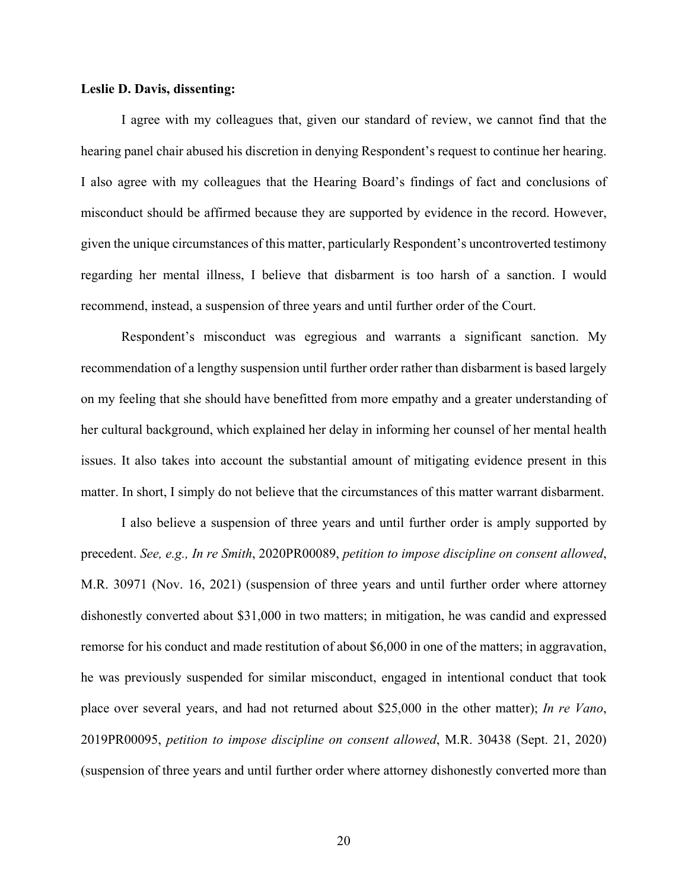**Leslie D. Davis, dissenting:**

I agree with my colleagues that, given our standard of review, we cannot find that the hearing panel chair abused his discretion in denying Respondent's request to continue her hearing. I also agree with my colleagues that the Hearing Board's findings of fact and conclusions of misconduct should be affirmed because they are supported by evidence in the record. However, given the unique circumstances of this matter, particularly Respondent's uncontroverted testimony regarding her mental illness, I believe that disbarment is too harsh of a sanction. I would recommend, instead, a suspension of three years and until further order of the Court.

Respondent's misconduct was egregious and warrants a significant sanction. My recommendation of a lengthy suspension until further order rather than disbarment is based largely on my feeling that she should have benefitted from more empathy and a greater understanding of her cultural background, which explained her delay in informing her counsel of her mental health issues. It also takes into account the substantial amount of mitigating evidence present in this matter. In short, I simply do not believe that the circumstances of this matter warrant disbarment.

I also believe a suspension of three years and until further order is amply supported by precedent. *See, e.g., In re Smith*, 2020PR00089, *petition to impose discipline on consent allowed*, M.R. 30971 (Nov. 16, 2021) (suspension of three years and until further order where attorney dishonestly converted about $31,000 in two matters; in mitigation, he was candid and expressed remorse for his conduct and made restitution of about $6,000 in one of the matters; in aggravation, he was previously suspended for similar misconduct, engaged in intentional conduct that took place over several years, and had not returned about $25,000 in the other matter); *In re Vano*, 2019PR00095, *petition to impose discipline on consent allowed*, M.R. 30438 (Sept. 21, 2020) (suspension of three years and until further order where attorney dishonestly converted more than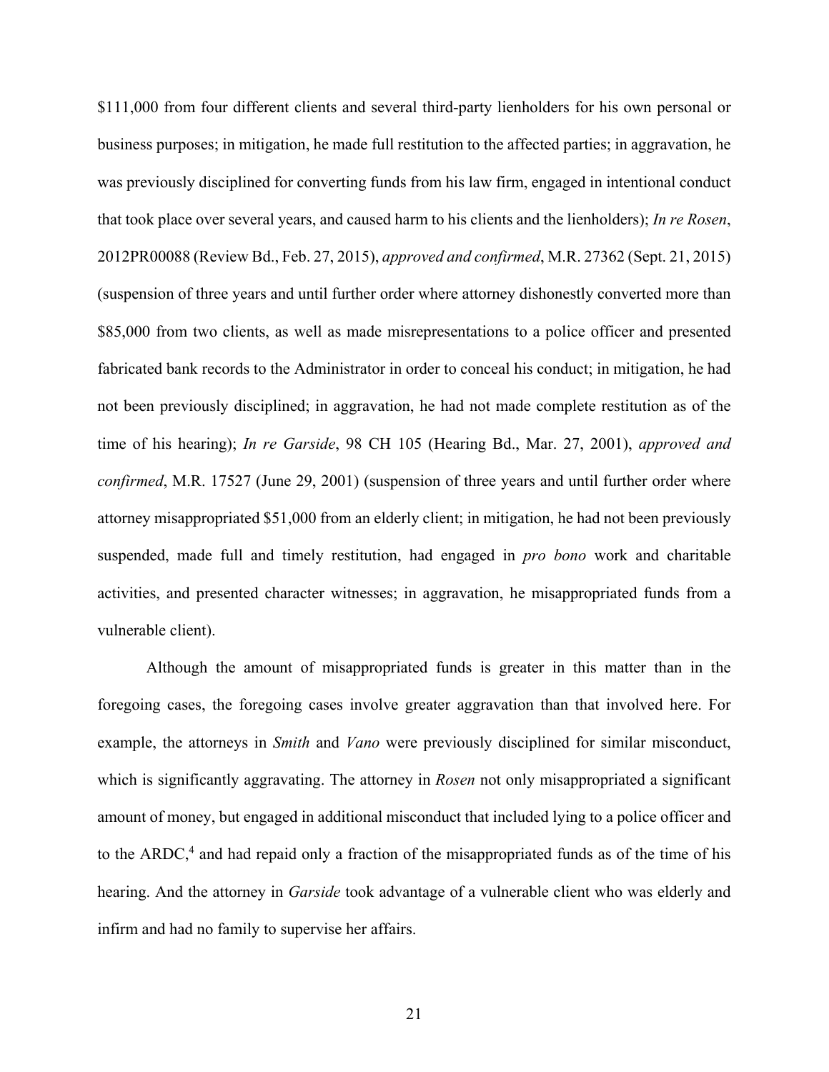$111,000 from four different clients and several third-party lienholders for his own personal or business purposes; in mitigation, he made full restitution to the affected parties; in aggravation, he was previously disciplined for converting funds from his law firm, engaged in intentional conduct that took place over several years, and caused harm to his clients and the lienholders); *In re Rosen*, 2012PR00088 (Review Bd., Feb. 27, 2015), *approved and confirmed*, M.R. 27362 (Sept. 21, 2015) (suspension of three years and until further order where attorney dishonestly converted more than $85,000 from two clients, as well as made misrepresentations to a police officer and presented fabricated bank records to the Administrator in order to conceal his conduct; in mitigation, he had not been previously disciplined; in aggravation, he had not made complete restitution as of the time of his hearing); *In re Garside*, 98 CH 105 (Hearing Bd., Mar. 27, 2001), *approved and confirmed*, M.R. 17527 (June 29, 2001) (suspension of three years and until further order where attorney misappropriated $51,000 from an elderly client; in mitigation, he had not been previously suspended, made full and timely restitution, had engaged in *pro bono* work and charitable activities, and presented character witnesses; in aggravation, he misappropriated funds from a vulnerable client).

Although the amount of misappropriated funds is greater in this matter than in the foregoing cases, the foregoing cases involve greater aggravation than that involved here. For example, the attorneys in *Smith* and *Vano* were previously disciplined for similar misconduct, which is significantly aggravating. The attorney in *Rosen* not only misappropriated a significant amount of money, but engaged in additional misconduct that included lying to a police officer and to the ARDC,[4] and had repaid only a fraction of the misappropriated funds as of the time of his hearing. And the attorney in *Garside* took advantage of a vulnerable client who was elderly and infirm and had no family to supervise her affairs.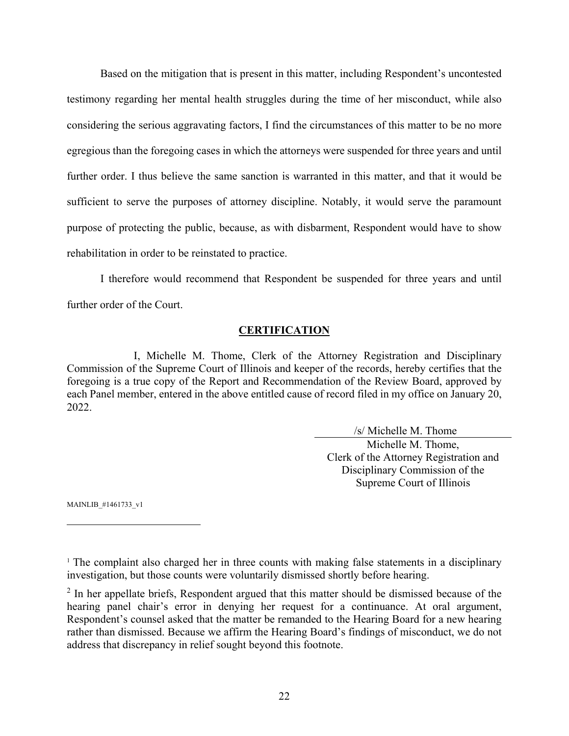Based on the mitigation that is present in this matter, including Respondent's uncontested testimony regarding her mental health struggles during the time of her misconduct, while also considering the serious aggravating factors, I find the circumstances of this matter to be no more egregious than the foregoing cases in which the attorneys were suspended for three years and until further order. I thus believe the same sanction is warranted in this matter, and that it would be sufficient to serve the purposes of attorney discipline. Notably, it would serve the paramount purpose of protecting the public, because, as with disbarment, Respondent would have to show rehabilitation in order to be reinstated to practice.

I therefore would recommend that Respondent be suspended for three years and until further order of the Court.

## CERTIFICATION

I, Michelle M. Thome, Clerk of the Attorney Registration and Disciplinary Commission of the Supreme Court of Illinois and keeper of the records, hereby certifies that the foregoing is a true copy of the Report and Recommendation of the Review Board, approved by each Panel member, entered in the above entitled cause of record filed in my office on January 20, 2022.

/s/ Michelle M. Thome
Michelle M. Thome,
Clerk of the Attorney Registration and Disciplinary Commission of the Supreme Court of Illinois

MAINLIB_#1461733_v1

---

[1] The complaint also charged her in three counts with making false statements in a disciplinary investigation, but those counts were voluntarily dismissed shortly before hearing.

[2] In her appellate briefs, Respondent argued that this matter should be dismissed because of the hearing panel chair's error in denying her request for a continuance. At oral argument, Respondent's counsel asked that the matter be remanded to the Hearing Board for a new hearing rather than dismissed. Because we affirm the Hearing Board's findings of misconduct, we do not address that discrepancy in relief sought beyond this footnote.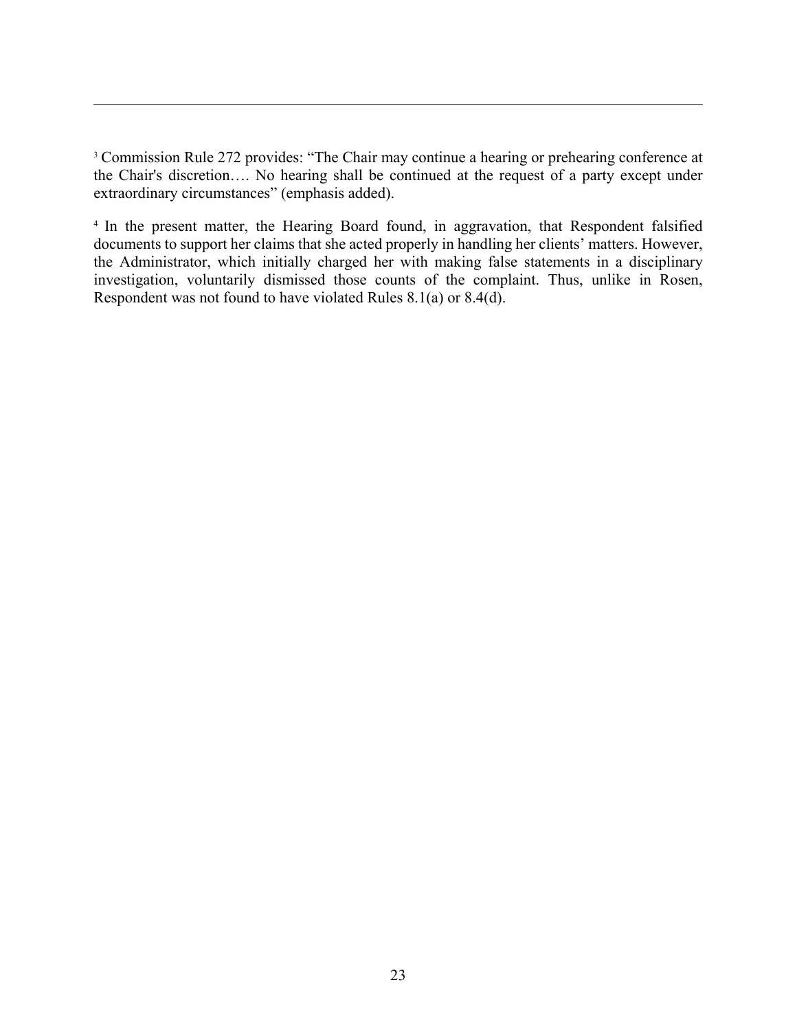[3] Commission Rule 272 provides: "The Chair may continue a hearing or prehearing conference at the Chair's discretion…. No hearing shall be continued at the request of a party except under extraordinary circumstances" (emphasis added).

[4] In the present matter, the Hearing Board found, in aggravation, that Respondent falsified documents to support her claims that she acted properly in handling her clients' matters. However, the Administrator, which initially charged her with making false statements in a disciplinary investigation, voluntarily dismissed those counts of the complaint. Thus, unlike in Rosen, Respondent was not found to have violated Rules 8.1(a) or 8.4(d).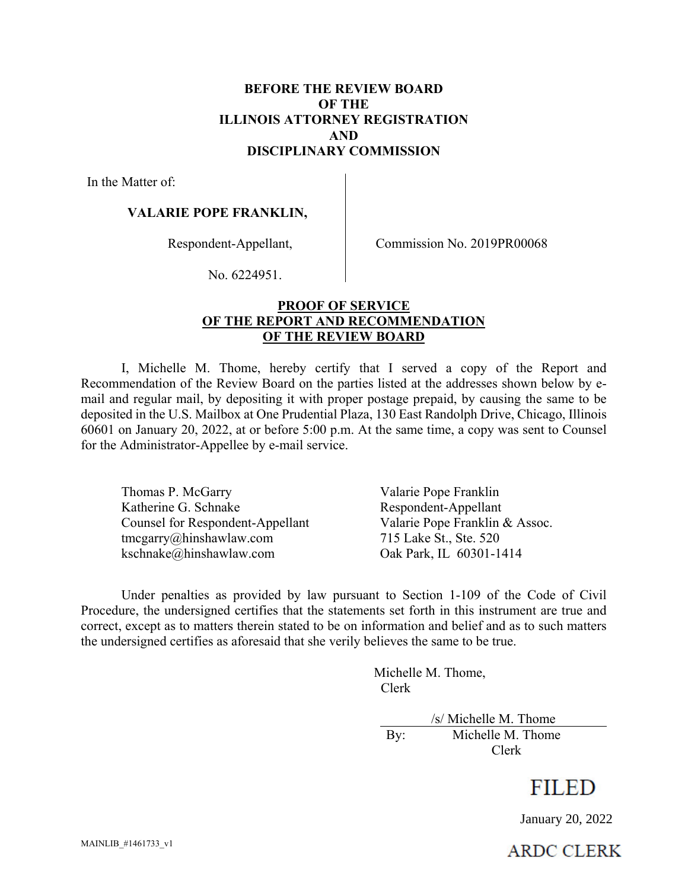**BEFORE THE REVIEW BOARD**
**OF THE**
**ILLINOIS ATTORNEY REGISTRATION**
**AND**
**DISCIPLINARY COMMISSION**

In the Matter of:

**VALARIE POPE FRANKLIN,**

Respondent-Appellant,

No. 6224951.

Commission No. 2019PR00068

**PROOF OF SERVICE**
**OF THE REPORT AND RECOMMENDATION**
**OF THE REVIEW BOARD**

I, Michelle M. Thome, hereby certify that I served a copy of the Report and Recommendation of the Review Board on the parties listed at the addresses shown below by e-mail and regular mail, by depositing it with proper postage prepaid, by causing the same to be deposited in the U.S. Mailbox at One Prudential Plaza, 130 East Randolph Drive, Chicago, Illinois 60601 on January 20, 2022, at or before 5:00 p.m. At the same time, a copy was sent to Counsel for the Administrator-Appellee by e-mail service.

Thomas P. McGarry
Katherine G. Schnake
Counsel for Respondent-Appellant
tmcgarry@hinshawlaw.com
kschnake@hinshawlaw.com

Valarie Pope Franklin
Respondent-Appellant
Valarie Pope Franklin & Assoc.
715 Lake St., Ste. 520
Oak Park, IL 60301-1414

Under penalties as provided by law pursuant to Section 1-109 of the Code of Civil Procedure, the undersigned certifies that the statements set forth in this instrument are true and correct, except as to matters therein stated to be on information and belief and as to such matters the undersigned certifies as aforesaid that she verily believes the same to be true.

Michelle M. Thome,
Clerk

/s/ Michelle M. Thome
By: Michelle M. Thome
Clerk

FILED
January 20, 2022
ARDC CLERK

MAINLIB_#1461733_v1